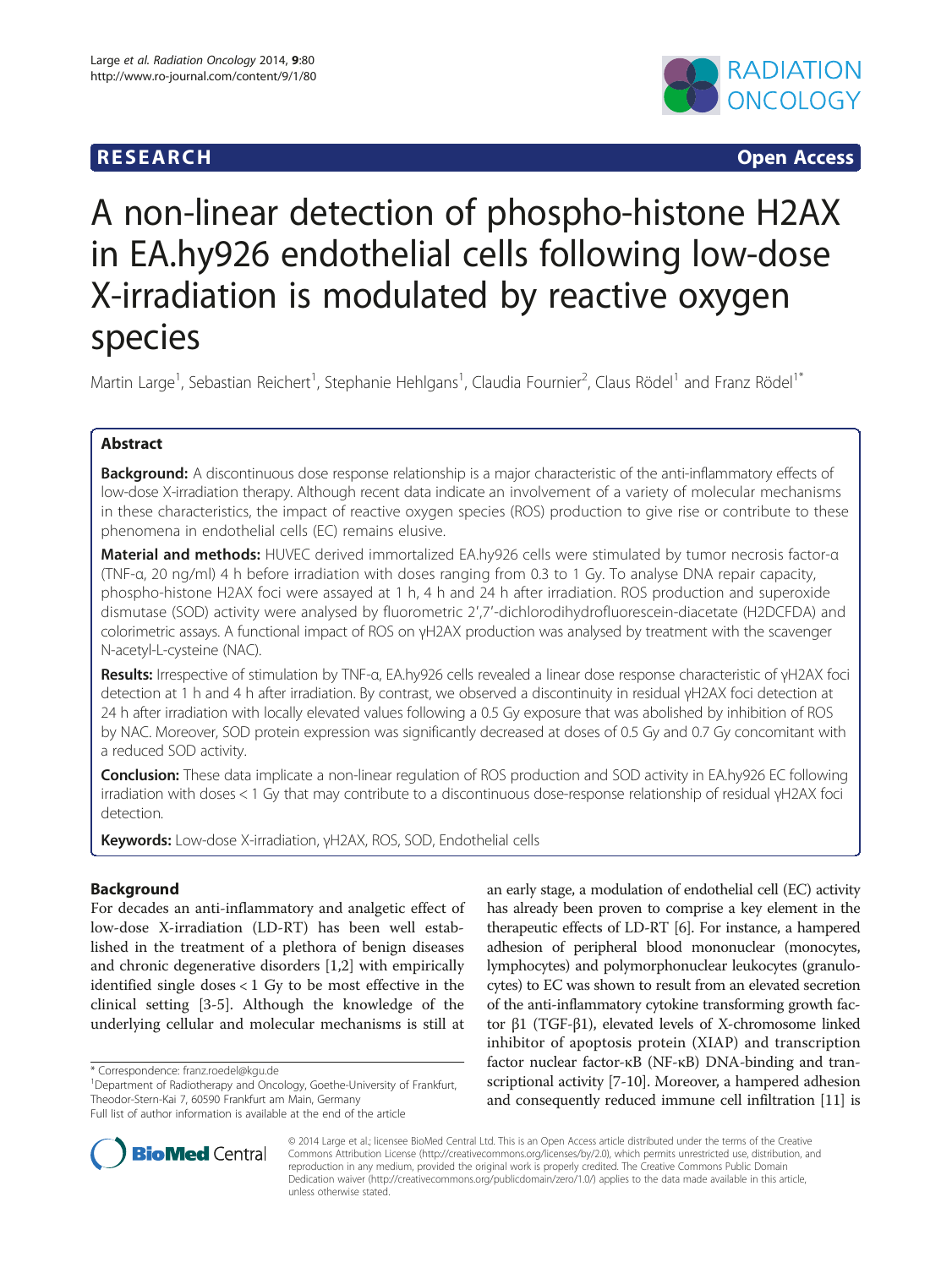**RESEARCH** **Open Access**

# A non-linear detection of phospho-histone H2AX in EA.hy926 endothelial cells following low-dose X-irradiation is modulated by reactive oxygen species

Martin Large[1], Sebastian Reichert[1], Stephanie Hehlgans[1], Claudia Fournier[2], Claus Rödel[1] and Franz Rödel[1*]

## Abstract

**Background:** A discontinuous dose response relationship is a major characteristic of the anti-inflammatory effects of low-dose X-irradiation therapy. Although recent data indicate an involvement of a variety of molecular mechanisms in these characteristics, the impact of reactive oxygen species (ROS) production to give rise or contribute to these phenomena in endothelial cells (EC) remains elusive.

**Material and methods:** HUVEC derived immortalized EA.hy926 cells were stimulated by tumor necrosis factor-α (TNF-α, 20 ng/ml) 4 h before irradiation with doses ranging from 0.3 to 1 Gy. To analyse DNA repair capacity, phospho-histone H2AX foci were assayed at 1 h, 4 h and 24 h after irradiation. ROS production and superoxide dismutase (SOD) activity were analysed by fluorometric 2′,7′-dichlorodihydrofluorescein-diacetate (H2DCFDA) and colorimetric assays. A functional impact of ROS on γH2AX production was analysed by treatment with the scavenger N-acetyl-L-cysteine (NAC).

**Results:** Irrespective of stimulation by TNF-α, EA.hy926 cells revealed a linear dose response characteristic of γH2AX foci detection at 1 h and 4 h after irradiation. By contrast, we observed a discontinuity in residual γH2AX foci detection at 24 h after irradiation with locally elevated values following a 0.5 Gy exposure that was abolished by inhibition of ROS by NAC. Moreover, SOD protein expression was significantly decreased at doses of 0.5 Gy and 0.7 Gy concomitant with a reduced SOD activity.

**Conclusion:** These data implicate a non-linear regulation of ROS production and SOD activity in EA.hy926 EC following irradiation with doses < 1 Gy that may contribute to a discontinuous dose-response relationship of residual γH2AX foci detection.

**Keywords:** Low-dose X-irradiation, γH2AX, ROS, SOD, Endothelial cells

## Background

For decades an anti-inflammatory and analgetic effect of low-dose X-irradiation (LD-RT) has been well established in the treatment of a plethora of benign diseases and chronic degenerative disorders [1,2] with empirically identified single doses < 1 Gy to be most effective in the clinical setting [3-5]. Although the knowledge of the underlying cellular and molecular mechanisms is still at an early stage, a modulation of endothelial cell (EC) activity has already been proven to comprise a key element in the therapeutic effects of LD-RT [6]. For instance, a hampered adhesion of peripheral blood mononuclear (monocytes, lymphocytes) and polymorphonuclear leukocytes (granulocytes) to EC was shown to result from an elevated secretion of the anti-inflammatory cytokine transforming growth factor β1 (TGF-β1), elevated levels of X-chromosome linked inhibitor of apoptosis protein (XIAP) and transcription factor nuclear factor-κB (NF-κB) DNA-binding and transcriptional activity [7-10]. Moreover, a hampered adhesion and consequently reduced immune cell infiltration [11] is

\* Correspondence: franz.roedel@kgu.de

[1]Department of Radiotherapy and Oncology, Goethe-University of Frankfurt, Theodor-Stern-Kai 7, 60590 Frankfurt am Main, Germany

Full list of author information is available at the end of the article

© 2014 Large et al.; licensee BioMed Central Ltd. This is an Open Access article distributed under the terms of the Creative Commons Attribution License (http://creativecommons.org/licenses/by/2.0), which permits unrestricted use, distribution, and reproduction in any medium, provided the original work is properly credited. The Creative Commons Public Domain Dedication waiver (http://creativecommons.org/publicdomain/zero/1.0/) applies to the data made available in this article, unless otherwise stated.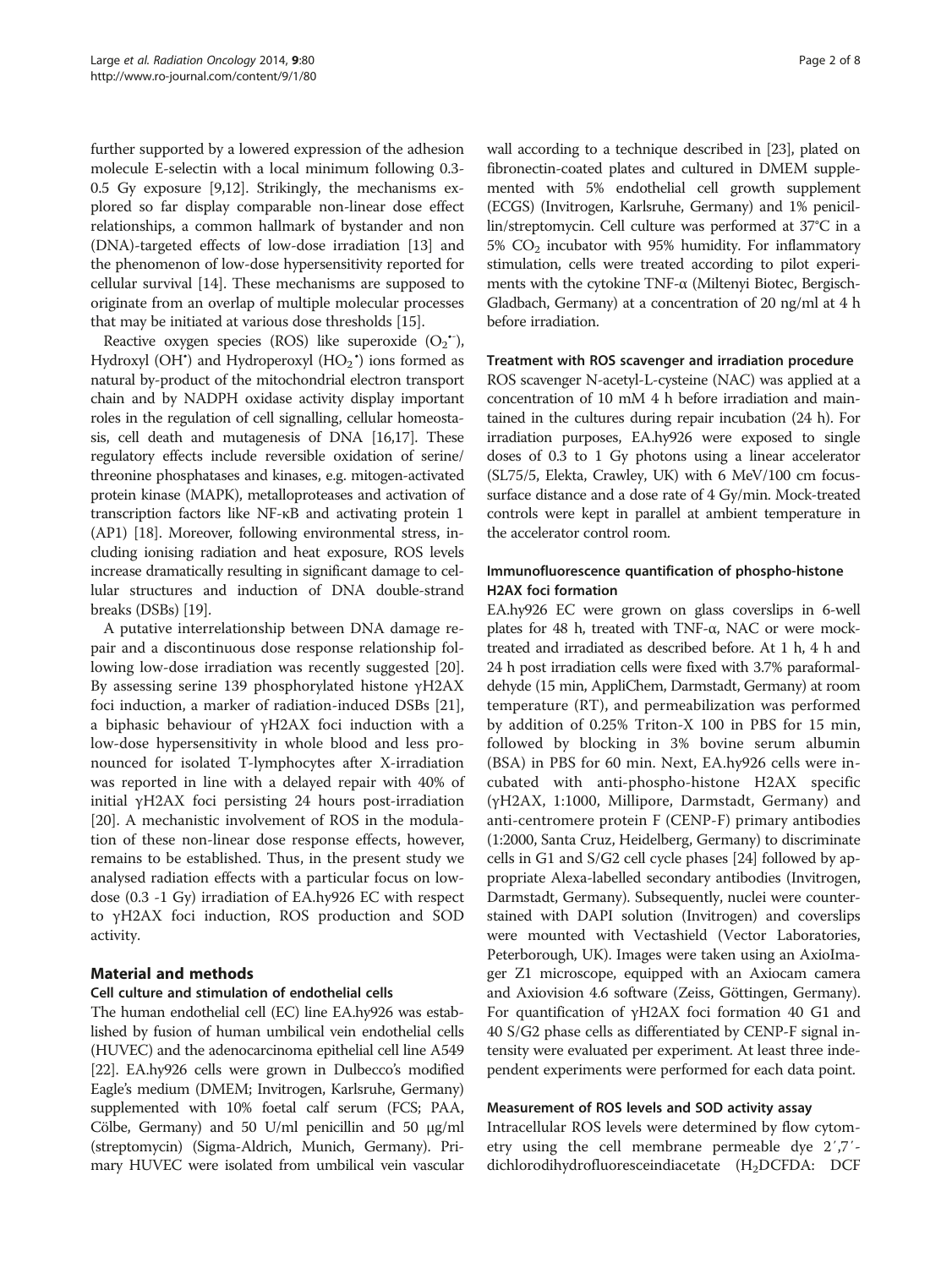further supported by a lowered expression of the adhesion molecule E-selectin with a local minimum following 0.3-0.5 Gy exposure [9,12]. Strikingly, the mechanisms explored so far display comparable non-linear dose effect relationships, a common hallmark of bystander and non (DNA)-targeted effects of low-dose irradiation [13] and the phenomenon of low-dose hypersensitivity reported for cellular survival [14]. These mechanisms are supposed to originate from an overlap of multiple molecular processes that may be initiated at various dose thresholds [15].

Reactive oxygen species (ROS) like superoxide ($O_2^{\bullet -}$), Hydroxyl ($OH^{\bullet}$) and Hydroperoxyl ($HO_2^{\bullet}$) ions formed as natural by-product of the mitochondrial electron transport chain and by NADPH oxidase activity display important roles in the regulation of cell signalling, cellular homeostasis, cell death and mutagenesis of DNA [16,17]. These regulatory effects include reversible oxidation of serine/threonine phosphatases and kinases, e.g. mitogen-activated protein kinase (MAPK), metalloproteases and activation of transcription factors like NF-κB and activating protein 1 (AP1) [18]. Moreover, following environmental stress, including ionising radiation and heat exposure, ROS levels increase dramatically resulting in significant damage to cellular structures and induction of DNA double-strand breaks (DSBs) [19].

A putative interrelationship between DNA damage repair and a discontinuous dose response relationship following low-dose irradiation was recently suggested [20]. By assessing serine 139 phosphorylated histone γH2AX foci induction, a marker of radiation-induced DSBs [21], a biphasic behaviour of γH2AX foci induction with a low-dose hypersensitivity in whole blood and less pronounced for isolated T-lymphocytes after X-irradiation was reported in line with a delayed repair with 40% of initial γH2AX foci persisting 24 hours post-irradiation [20]. A mechanistic involvement of ROS in the modulation of these non-linear dose response effects, however, remains to be established. Thus, in the present study we analysed radiation effects with a particular focus on low-dose (0.3 -1 Gy) irradiation of EA.hy926 EC with respect to γH2AX foci induction, ROS production and SOD activity.

## Material and methods

### Cell culture and stimulation of endothelial cells

The human endothelial cell (EC) line EA.hy926 was established by fusion of human umbilical vein endothelial cells (HUVEC) and the adenocarcinoma epithelial cell line A549 [22]. EA.hy926 cells were grown in Dulbecco's modified Eagle's medium (DMEM; Invitrogen, Karlsruhe, Germany) supplemented with 10% foetal calf serum (FCS; PAA, Cölbe, Germany) and 50 U/ml penicillin and 50 μg/ml (streptomycin) (Sigma-Aldrich, Munich, Germany). Primary HUVEC were isolated from umbilical vein vascular wall according to a technique described in [23], plated on fibronectin-coated plates and cultured in DMEM supplemented with 5% endothelial cell growth supplement (ECGS) (Invitrogen, Karlsruhe, Germany) and 1% penicillin/streptomycin. Cell culture was performed at 37°C in a 5% $CO_2$ incubator with 95% humidity. For inflammatory stimulation, cells were treated according to pilot experiments with the cytokine TNF-α (Miltenyi Biotec, Bergisch-Gladbach, Germany) at a concentration of 20 ng/ml at 4 h before irradiation.

### Treatment with ROS scavenger and irradiation procedure

ROS scavenger N-acetyl-L-cysteine (NAC) was applied at a concentration of 10 mM 4 h before irradiation and maintained in the cultures during repair incubation (24 h). For irradiation purposes, EA.hy926 were exposed to single doses of 0.3 to 1 Gy photons using a linear accelerator (SL75/5, Elekta, Crawley, UK) with 6 MeV/100 cm focus-surface distance and a dose rate of 4 Gy/min. Mock-treated controls were kept in parallel at ambient temperature in the accelerator control room.

### Immunofluorescence quantification of phospho-histone H2AX foci formation

EA.hy926 EC were grown on glass coverslips in 6-well plates for 48 h, treated with TNF-α, NAC or were mock-treated and irradiated as described before. At 1 h, 4 h and 24 h post irradiation cells were fixed with 3.7% paraformaldehyde (15 min, AppliChem, Darmstadt, Germany) at room temperature (RT), and permeabilization was performed by addition of 0.25% Triton-X 100 in PBS for 15 min, followed by blocking in 3% bovine serum albumin (BSA) in PBS for 60 min. Next, EA.hy926 cells were incubated with anti-phospho-histone H2AX specific (γH2AX, 1:1000, Millipore, Darmstadt, Germany) and anti-centromere protein F (CENP-F) primary antibodies (1:2000, Santa Cruz, Heidelberg, Germany) to discriminate cells in G1 and S/G2 cell cycle phases [24] followed by appropriate Alexa-labelled secondary antibodies (Invitrogen, Darmstadt, Germany). Subsequently, nuclei were counterstained with DAPI solution (Invitrogen) and coverslips were mounted with Vectashield (Vector Laboratories, Peterborough, UK). Images were taken using an AxioImager Z1 microscope, equipped with an Axiocam camera and Axiovision 4.6 software (Zeiss, Göttingen, Germany). For quantification of γH2AX foci formation 40 G1 and 40 S/G2 phase cells as differentiated by CENP-F signal intensity were evaluated per experiment. At least three independent experiments were performed for each data point.

### Measurement of ROS levels and SOD activity assay

Intracellular ROS levels were determined by flow cytometry using the cell membrane permeable dye 2′,7′-dichlorodihydrofluoresceindiacetate ($H_2$DCFDA: DCF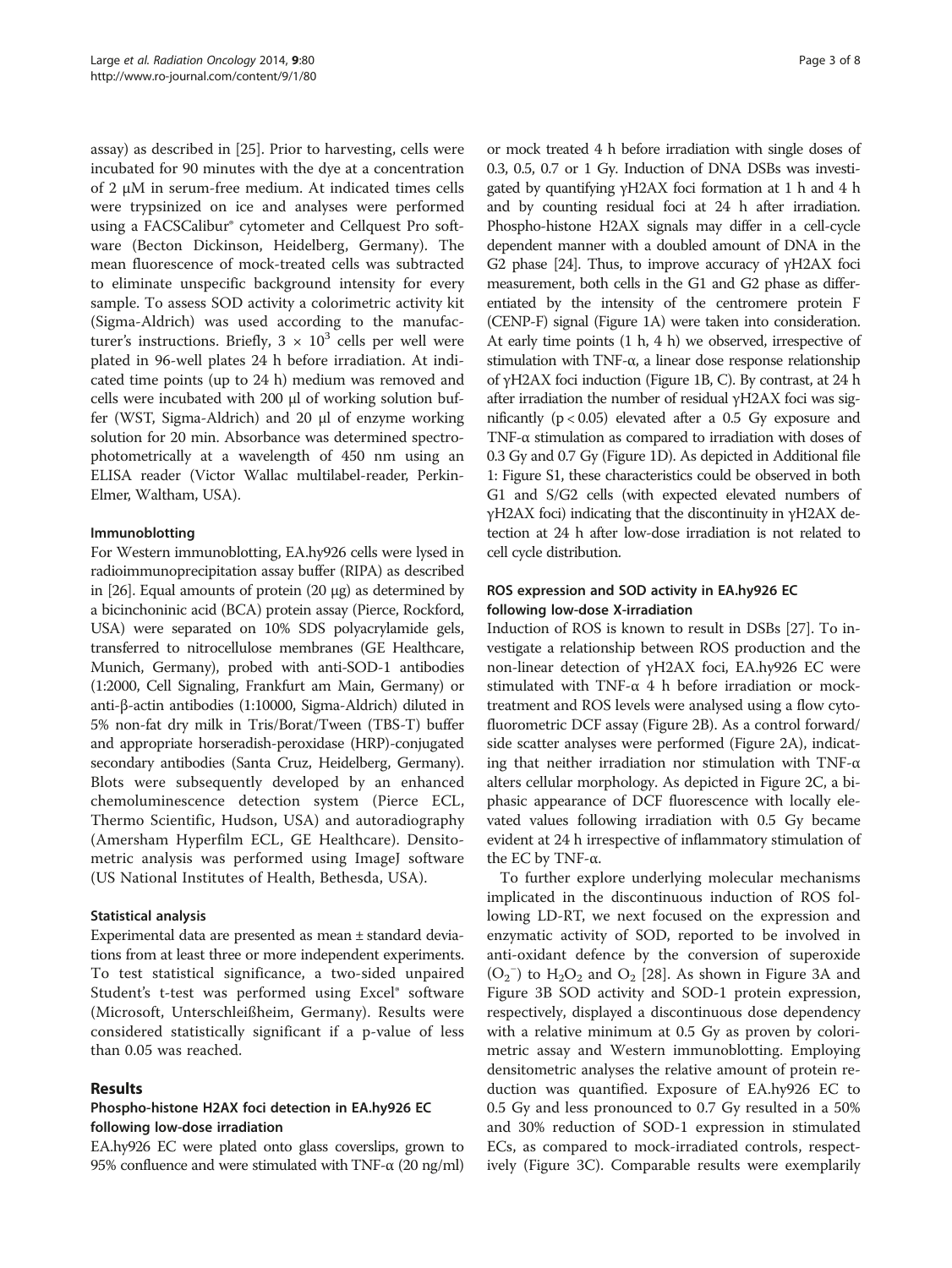assay) as described in [25]. Prior to harvesting, cells were incubated for 90 minutes with the dye at a concentration of 2 μM in serum-free medium. At indicated times cells were trypsinized on ice and analyses were performed using a FACSCalibur® cytometer and Cellquest Pro software (Becton Dickinson, Heidelberg, Germany). The mean fluorescence of mock-treated cells was subtracted to eliminate unspecific background intensity for every sample. To assess SOD activity a colorimetric activity kit (Sigma-Aldrich) was used according to the manufacturer's instructions. Briefly, $3 \times 10^3$ cells per well were plated in 96-well plates 24 h before irradiation. At indicated time points (up to 24 h) medium was removed and cells were incubated with 200 μl of working solution buffer (WST, Sigma-Aldrich) and 20 μl of enzyme working solution for 20 min. Absorbance was determined spectrophotometrically at a wavelength of 450 nm using an ELISA reader (Victor Wallac multilabel-reader, Perkin-Elmer, Waltham, USA).

### Immunoblotting

For Western immunoblotting, EA.hy926 cells were lysed in radioimmunoprecipitation assay buffer (RIPA) as described in [26]. Equal amounts of protein (20 μg) as determined by a bicinchoninic acid (BCA) protein assay (Pierce, Rockford, USA) were separated on 10% SDS polyacrylamide gels, transferred to nitrocellulose membranes (GE Healthcare, Munich, Germany), probed with anti-SOD-1 antibodies (1:2000, Cell Signaling, Frankfurt am Main, Germany) or anti-β-actin antibodies (1:10000, Sigma-Aldrich) diluted in 5% non-fat dry milk in Tris/Borat/Tween (TBS-T) buffer and appropriate horseradish-peroxidase (HRP)-conjugated secondary antibodies (Santa Cruz, Heidelberg, Germany). Blots were subsequently developed by an enhanced chemoluminescence detection system (Pierce ECL, Thermo Scientific, Hudson, USA) and autoradiography (Amersham Hyperfilm ECL, GE Healthcare). Densitometric analysis was performed using ImageJ software (US National Institutes of Health, Bethesda, USA).

### Statistical analysis

Experimental data are presented as mean ± standard deviations from at least three or more independent experiments. To test statistical significance, a two-sided unpaired Student's t-test was performed using Excel® software (Microsoft, Unterschleißheim, Germany). Results were considered statistically significant if a p-value of less than 0.05 was reached.

## Results

### Phospho-histone H2AX foci detection in EA.hy926 EC following low-dose irradiation

EA.hy926 EC were plated onto glass coverslips, grown to 95% confluence and were stimulated with TNF-α (20 ng/ml) or mock treated 4 h before irradiation with single doses of 0.3, 0.5, 0.7 or 1 Gy. Induction of DNA DSBs was investigated by quantifying γH2AX foci formation at 1 h and 4 h and by counting residual foci at 24 h after irradiation. Phospho-histone H2AX signals may differ in a cell-cycle dependent manner with a doubled amount of DNA in the G2 phase [24]. Thus, to improve accuracy of γH2AX foci measurement, both cells in the G1 and G2 phase as differentiated by the intensity of the centromere protein F (CENP-F) signal (Figure 1A) were taken into consideration. At early time points (1 h, 4 h) we observed, irrespective of stimulation with TNF-α, a linear dose response relationship of γH2AX foci induction (Figure 1B, C). By contrast, at 24 h after irradiation the number of residual γH2AX foci was significantly ($p < 0.05$) elevated after a 0.5 Gy exposure and TNF-α stimulation as compared to irradiation with doses of 0.3 Gy and 0.7 Gy (Figure 1D). As depicted in Additional file 1: Figure S1, these characteristics could be observed in both G1 and S/G2 cells (with expected elevated numbers of γH2AX foci) indicating that the discontinuity in γH2AX detection at 24 h after low-dose irradiation is not related to cell cycle distribution.

### ROS expression and SOD activity in EA.hy926 EC following low-dose X-irradiation

Induction of ROS is known to result in DSBs [27]. To investigate a relationship between ROS production and the non-linear detection of γH2AX foci, EA.hy926 EC were stimulated with TNF-α 4 h before irradiation or mock-treatment and ROS levels were analysed using a flow cytofluorometric DCF assay (Figure 2B). As a control forward/side scatter analyses were performed (Figure 2A), indicating that neither irradiation nor stimulation with TNF-α alters cellular morphology. As depicted in Figure 2C, a biphasic appearance of DCF fluorescence with locally elevated values following irradiation with 0.5 Gy became evident at 24 h irrespective of inflammatory stimulation of the EC by TNF-α.

To further explore underlying molecular mechanisms implicated in the discontinuous induction of ROS following LD-RT, we next focused on the expression and enzymatic activity of SOD, reported to be involved in anti-oxidant defence by the conversion of superoxide ($O_2^-$) to $H_2O_2$ and $O_2$ [28]. As shown in Figure 3A and Figure 3B SOD activity and SOD-1 protein expression, respectively, displayed a discontinuous dose dependency with a relative minimum at 0.5 Gy as proven by colorimetric assay and Western immunoblotting. Employing densitometric analyses the relative amount of protein reduction was quantified. Exposure of EA.hy926 EC to 0.5 Gy and less pronounced to 0.7 Gy resulted in a 50% and 30% reduction of SOD-1 expression in stimulated ECs, as compared to mock-irradiated controls, respectively (Figure 3C). Comparable results were exemplarily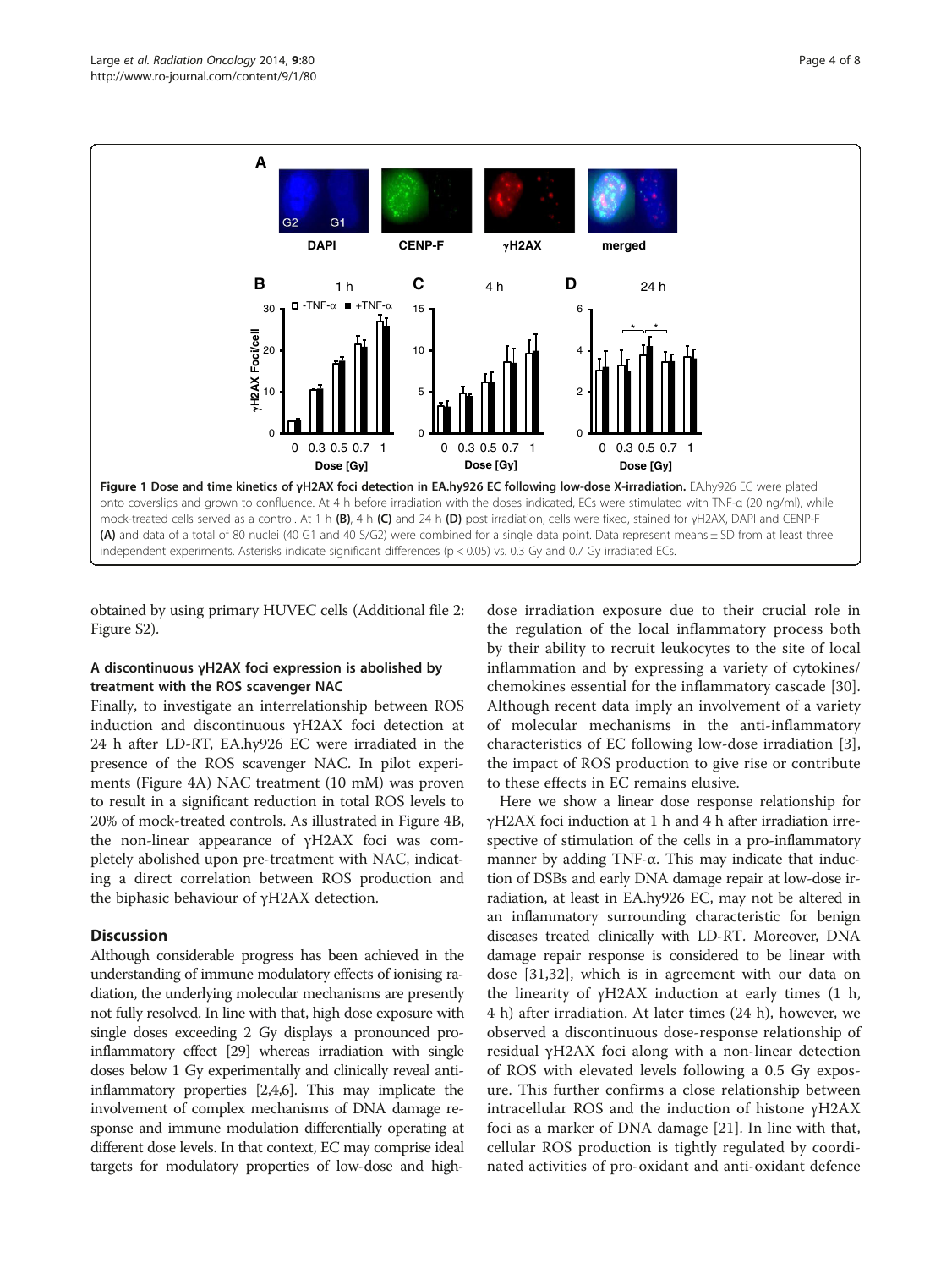Figure 1 Dose and time kinetics of γH2AX foci detection in EA.hy926 EC following low-dose X-irradiation. EA.hy926 EC were plated onto coverslips and grown to confluence. At 4 h before irradiation with the doses indicated, ECs were stimulated with TNF-α (20 ng/ml), while mock-treated cells served as a control. At 1 h **(B)**, 4 h **(C)** and 24 h **(D)** post irradiation, cells were fixed, stained for γH2AX, DAPI and CENP-F **(A)** and data of a total of 80 nuclei (40 G1 and 40 S/G2) were combined for a single data point. Data represent means ± SD from at least three independent experiments. Asterisks indicate significant differences ($p < 0.05$) vs. 0.3 Gy and 0.7 Gy irradiated ECs.

obtained by using primary HUVEC cells (Additional file 2: Figure S2).

### A discontinuous γH2AX foci expression is abolished by treatment with the ROS scavenger NAC

Finally, to investigate an interrelationship between ROS induction and discontinuous γH2AX foci detection at 24 h after LD-RT, EA.hy926 EC were irradiated in the presence of the ROS scavenger NAC. In pilot experiments (Figure 4A) NAC treatment (10 mM) was proven to result in a significant reduction in total ROS levels to 20% of mock-treated controls. As illustrated in Figure 4B, the non-linear appearance of γH2AX foci was completely abolished upon pre-treatment with NAC, indicating a direct correlation between ROS production and the biphasic behaviour of γH2AX detection.

## Discussion

Although considerable progress has been achieved in the understanding of immune modulatory effects of ionising radiation, the underlying molecular mechanisms are presently not fully resolved. In line with that, high dose exposure with single doses exceeding 2 Gy displays a pronounced pro-inflammatory effect [29] whereas irradiation with single doses below 1 Gy experimentally and clinically reveal anti-inflammatory properties [2,4,6]. This may implicate the involvement of complex mechanisms of DNA damage response and immune modulation differentially operating at different dose levels. In that context, EC may comprise ideal targets for modulatory properties of low-dose and high-dose irradiation exposure due to their crucial role in the regulation of the local inflammatory process both by their ability to recruit leukocytes to the site of local inflammation and by expressing a variety of cytokines/chemokines essential for the inflammatory cascade [30]. Although recent data imply an involvement of a variety of molecular mechanisms in the anti-inflammatory characteristics of EC following low-dose irradiation [3], the impact of ROS production to give rise or contribute to these effects in EC remains elusive.

Here we show a linear dose response relationship for γH2AX foci induction at 1 h and 4 h after irradiation irrespective of stimulation of the cells in a pro-inflammatory manner by adding TNF-α. This may indicate that induction of DSBs and early DNA damage repair at low-dose irradiation, at least in EA.hy926 EC, may not be altered in an inflammatory surrounding characteristic for benign diseases treated clinically with LD-RT. Moreover, DNA damage repair response is considered to be linear with dose [31,32], which is in agreement with our data on the linearity of γH2AX induction at early times (1 h, 4 h) after irradiation. At later times (24 h), however, we observed a discontinuous dose-response relationship of residual γH2AX foci along with a non-linear detection of ROS with elevated levels following a 0.5 Gy exposure. This further confirms a close relationship between intracellular ROS and the induction of histone γH2AX foci as a marker of DNA damage [21]. In line with that, cellular ROS production is tightly regulated by coordinated activities of pro-oxidant and anti-oxidant defence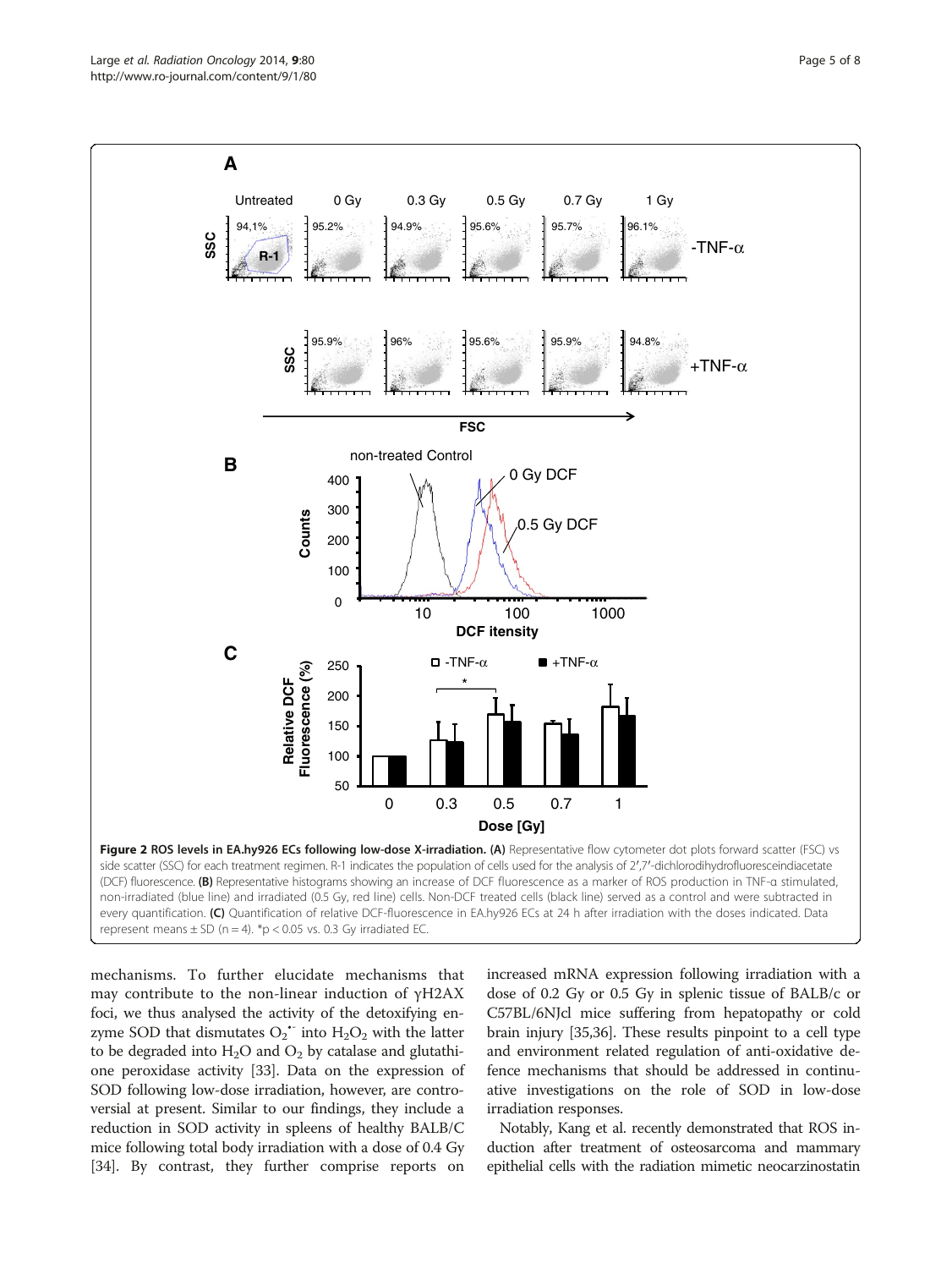**Figure 2 ROS levels in EA.hy926 ECs following low-dose X-irradiation. (A)** Representative flow cytometer dot plots forward scatter (FSC) vs side scatter (SSC) for each treatment regimen. R-1 indicates the population of cells used for the analysis of 2′,7′-dichlorodihydrofluoresceindiacetate (DCF) fluorescence. **(B)** Representative histograms showing an increase of DCF fluorescence as a marker of ROS production in TNF-α stimulated, non-irradiated (blue line) and irradiated (0.5 Gy, red line) cells. Non-DCF treated cells (black line) served as a control and were subtracted in every quantification. **(C)** Quantification of relative DCF-fluorescence in EA.hy926 ECs at 24 h after irradiation with the doses indicated. Data represent means ± SD (n = 4). *$p < 0.05$ vs. 0.3 Gy irradiated EC.

mechanisms. To further elucidate mechanisms that may contribute to the non-linear induction of γH2AX foci, we thus analysed the activity of the detoxifying enzyme SOD that dismutates $O_2^{\bullet-}$ into $H_2O_2$ with the latter to be degraded into $H_2O$ and $O_2$ by catalase and glutathione peroxidase activity [33]. Data on the expression of SOD following low-dose irradiation, however, are controversial at present. Similar to our findings, they include a reduction in SOD activity in spleens of healthy BALB/C mice following total body irradiation with a dose of 0.4 Gy [34]. By contrast, they further comprise reports on increased mRNA expression following irradiation with a dose of 0.2 Gy or 0.5 Gy in splenic tissue of BALB/c or C57BL/6NJcl mice suffering from hepatopathy or cold brain injury [35,36]. These results pinpoint to a cell type and environment related regulation of anti-oxidative defence mechanisms that should be addressed in continuative investigations on the role of SOD in low-dose irradiation responses.

Notably, Kang et al. recently demonstrated that ROS induction after treatment of osteosarcoma and mammary epithelial cells with the radiation mimetic neocarzinostatin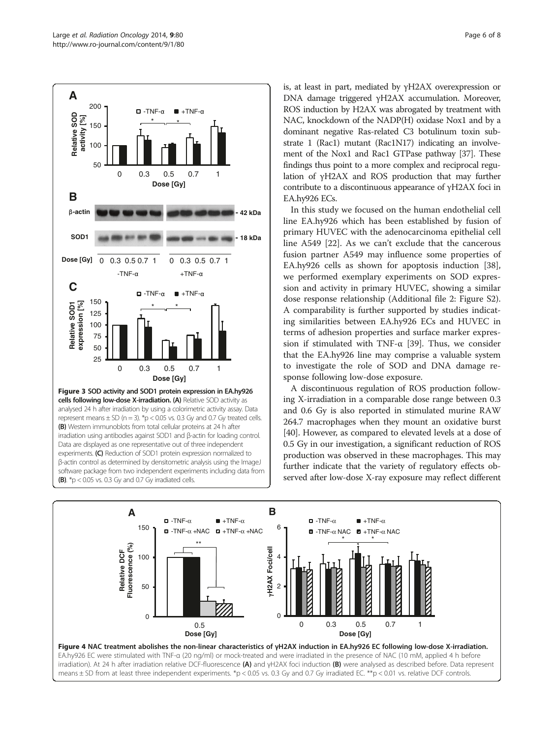**Figure 3 SOD activity and SOD1 protein expression in EA.hy926 cells following low-dose X-irradiation.** **(A)** Relative SOD activity as analysed 24 h after irradiation by using a colorimetric activity assay. Data represent means ± SD (n = 3). *p < 0.05 vs. 0.3 Gy and 0.7 Gy treated cells. **(B)** Western immunoblots from total cellular proteins at 24 h after irradiation using antibodies against SOD1 and β-actin for loading control. Data are displayed as one representative out of three independent experiments. **(C)** Reduction of SOD1 protein expression normalized to β-actin control as determined by densitometric analysis using the ImageJ software package from two independent experiments including data from **(B)**. *p < 0.05 vs. 0.3 Gy and 0.7 Gy irradiated cells.

is, at least in part, mediated by γH2AX overexpression or DNA damage triggered γH2AX accumulation. Moreover, ROS induction by H2AX was abrogated by treatment with NAC, knockdown of the NADP(H) oxidase Nox1 and by a dominant negative Ras-related C3 botulinum toxin substrate 1 (Rac1) mutant (Rac1N17) indicating an involvement of the Nox1 and Rac1 GTPase pathway [37]. These findings thus point to a more complex and reciprocal regulation of γH2AX and ROS production that may further contribute to a discontinuous appearance of γH2AX foci in EA.hy926 ECs.

In this study we focused on the human endothelial cell line EA.hy926 which has been established by fusion of primary HUVEC with the adenocarcinoma epithelial cell line A549 [22]. As we can't exclude that the cancerous fusion partner A549 may influence some properties of EA.hy926 cells as shown for apoptosis induction [38], we performed exemplary experiments on SOD expression and activity in primary HUVEC, showing a similar dose response relationship (Additional file 2: Figure S2). A comparability is further supported by studies indicating similarities between EA.hy926 ECs and HUVEC in terms of adhesion properties and surface marker expression if stimulated with TNF-α [39]. Thus, we consider that the EA.hy926 line may comprise a valuable system to investigate the role of SOD and DNA damage response following low-dose exposure.

A discontinuous regulation of ROS production following X-irradiation in a comparable dose range between 0.3 and 0.6 Gy is also reported in stimulated murine RAW 264.7 macrophages when they mount an oxidative burst [40]. However, as compared to elevated levels at a dose of 0.5 Gy in our investigation, a significant reduction of ROS production was observed in these macrophages. This may further indicate that the variety of regulatory effects observed after low-dose X-ray exposure may reflect different

**Figure 4 NAC treatment abolishes the non-linear characteristics of γH2AX induction in EA.hy926 EC following low-dose X-irradiation.** EA.hy926 EC were stimulated with TNF-α (20 ng/ml) or mock-treated and were irradiated in the presence of NAC (10 mM, applied 4 h before irradiation). At 24 h after irradiation relative DCF-fluorescence **(A)** and γH2AX foci induction **(B)** were analysed as described before. Data represent means ± SD from at least three independent experiments. *p < 0.05 vs. 0.3 Gy and 0.7 Gy irradiated EC. **p < 0.01 vs. relative DCF controls.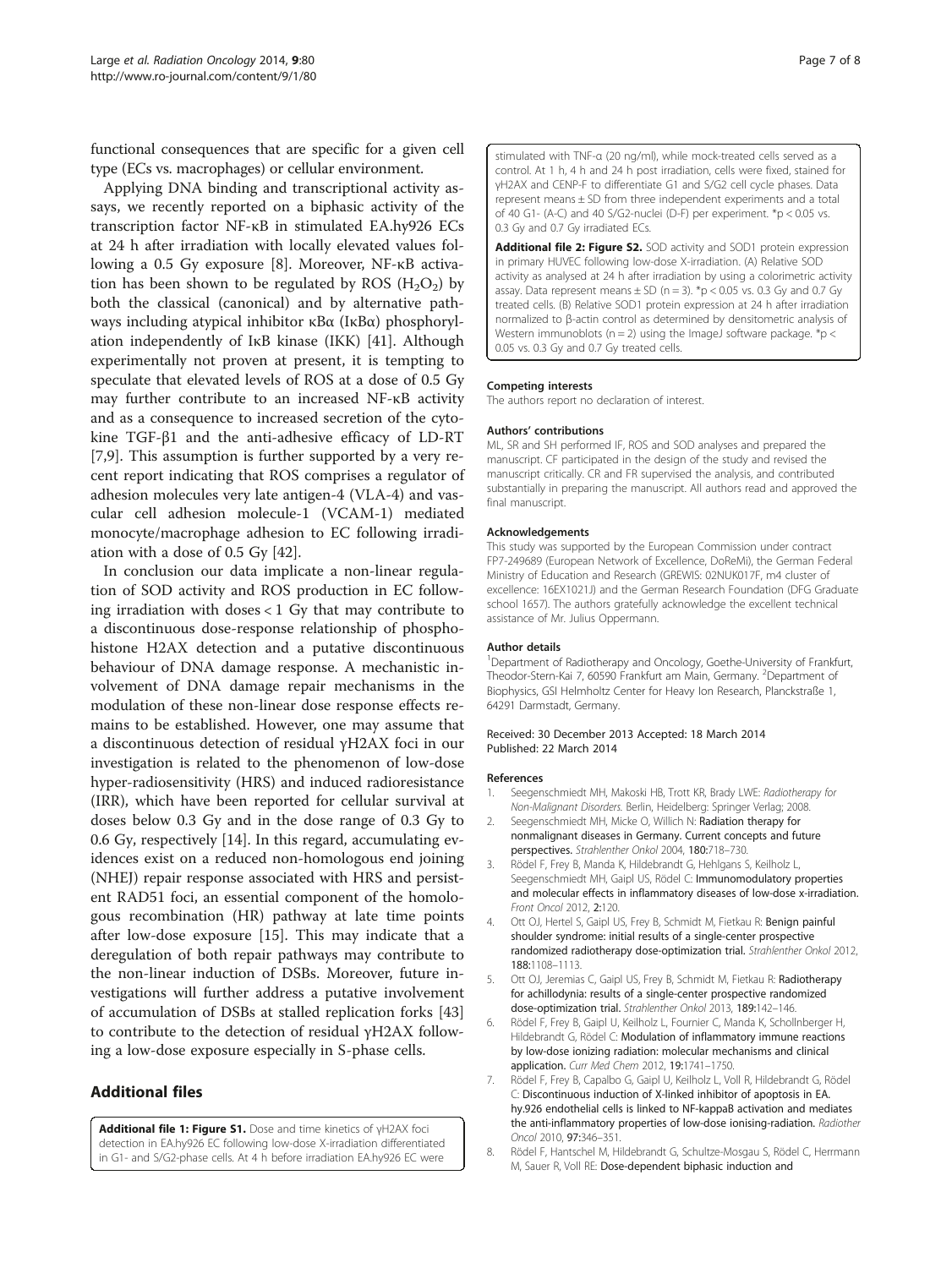functional consequences that are specific for a given cell type (ECs vs. macrophages) or cellular environment.

Applying DNA binding and transcriptional activity assays, we recently reported on a biphasic activity of the transcription factor NF-κB in stimulated EA.hy926 ECs at 24 h after irradiation with locally elevated values following a 0.5 Gy exposure [8]. Moreover, NF-κB activation has been shown to be regulated by ROS ($H_2O_2$) by both the classical (canonical) and by alternative pathways including atypical inhibitor κBα (IκBα) phosphorylation independently of IκB kinase (IKK) [41]. Although experimentally not proven at present, it is tempting to speculate that elevated levels of ROS at a dose of 0.5 Gy may further contribute to an increased NF-κB activity and as a consequence to increased secretion of the cytokine TGF-β1 and the anti-adhesive efficacy of LD-RT [7,9]. This assumption is further supported by a very recent report indicating that ROS comprises a regulator of adhesion molecules very late antigen-4 (VLA-4) and vascular cell adhesion molecule-1 (VCAM-1) mediated monocyte/macrophage adhesion to EC following irradiation with a dose of 0.5 Gy [42].

In conclusion our data implicate a non-linear regulation of SOD activity and ROS production in EC following irradiation with doses < 1 Gy that may contribute to a discontinuous dose-response relationship of phosphohistone H2AX detection and a putative discontinuous behaviour of DNA damage response. A mechanistic involvement of DNA damage repair mechanisms in the modulation of these non-linear dose response effects remains to be established. However, one may assume that a discontinuous detection of residual γH2AX foci in our investigation is related to the phenomenon of low-dose hyper-radiosensitivity (HRS) and induced radioresistance (IRR), which have been reported for cellular survival at doses below 0.3 Gy and in the dose range of 0.3 Gy to 0.6 Gy, respectively [14]. In this regard, accumulating evidences exist on a reduced non-homologous end joining (NHEJ) repair response associated with HRS and persistent RAD51 foci, an essential component of the homologous recombination (HR) pathway at late time points after low-dose exposure [15]. This may indicate that a deregulation of both repair pathways may contribute to the non-linear induction of DSBs. Moreover, future investigations will further address a putative involvement of accumulation of DSBs at stalled replication forks [43] to contribute to the detection of residual γH2AX following a low-dose exposure especially in S-phase cells.

## Additional files

**Additional file 1: Figure S1.** Dose and time kinetics of γH2AX foci detection in EA.hy926 EC following low-dose X-irradiation differentiated in G1- and S/G2-phase cells. At 4 h before irradiation EA.hy926 EC were stimulated with TNF-α (20 ng/ml), while mock-treated cells served as a control. At 1 h, 4 h and 24 h post irradiation, cells were fixed, stained for γH2AX and CENP-F to differentiate G1 and S/G2 cell cycle phases. Data represent means ± SD from three independent experiments and a total of 40 G1- (A-C) and 40 S/G2-nuclei (D-F) per experiment. *p < 0.05 vs. 0.3 Gy and 0.7 Gy irradiated ECs.

**Additional file 2: Figure S2.** SOD activity and SOD1 protein expression in primary HUVEC following low-dose X-irradiation. (A) Relative SOD activity as analysed at 24 h after irradiation by using a colorimetric activity assay. Data represent means ± SD (n = 3). *p < 0.05 vs. 0.3 Gy and 0.7 Gy treated cells. (B) Relative SOD1 protein expression at 24 h after irradiation normalized to β-actin control as determined by densitometric analysis of Western immunoblots (n = 2) using the ImageJ software package. *p < 0.05 vs. 0.3 Gy and 0.7 Gy treated cells.

#### Competing interests

The authors report no declaration of interest.

#### Authors' contributions

ML, SR and SH performed IF, ROS and SOD analyses and prepared the manuscript. CF participated in the design of the study and revised the manuscript critically. CR and FR supervised the analysis, and contributed substantially in preparing the manuscript. All authors read and approved the final manuscript.

#### Acknowledgements

This study was supported by the European Commission under contract FP7-249689 (European Network of Excellence, DoReMi), the German Federal Ministry of Education and Research (GREWIS: 02NUK017F, m4 cluster of excellence: 16EX1021J) and the German Research Foundation (DFG Graduate school 1657). The authors gratefully acknowledge the excellent technical assistance of Mr. Julius Oppermann.

#### Author details

[1]Department of Radiotherapy and Oncology, Goethe-University of Frankfurt, Theodor-Stern-Kai 7, 60590 Frankfurt am Main, Germany. [2]Department of Biophysics, GSI Helmholtz Center for Heavy Ion Research, Planckstraße 1, 64291 Darmstadt, Germany.

Received: 30 December 2013 Accepted: 18 March 2014
Published: 22 March 2014

#### References

1. Seegenschmiedt MH, Makoski HB, Trott KR, Brady LWE: *Radiotherapy for Non-Malignant Disorders.* Berlin, Heidelberg: Springer Verlag; 2008.
2. Seegenschmiedt MH, Micke O, Willich N: **Radiation therapy for nonmalignant diseases in Germany. Current concepts and future perspectives.** *Strahlenther Onkol* 2004, **180:**718–730.
3. Rödel F, Frey B, Manda K, Hildebrandt G, Hehlgans S, Keilholz L, Seegenschmiedt MH, Gaipl US, Rödel C: **Immunomodulatory properties and molecular effects in inflammatory diseases of low-dose x-irradiation.** *Front Oncol* 2012, **2:**120.
4. Ott OJ, Hertel S, Gaipl US, Frey B, Schmidt M, Fietkau R: **Benign painful shoulder syndrome: initial results of a single-center prospective randomized radiotherapy dose-optimization trial.** *Strahlenther Onkol* 2012, **188:**1108–1113.
5. Ott OJ, Jeremias C, Gaipl US, Frey B, Schmidt M, Fietkau R: **Radiotherapy for achillodynia: results of a single-center prospective randomized dose-optimization trial.** *Strahlenther Onkol* 2013, **189:**142–146.
6. Rödel F, Frey B, Gaipl U, Keilholz L, Fournier C, Manda K, Schollnberger H, Hildebrandt G, Rödel C: **Modulation of inflammatory immune reactions by low-dose ionizing radiation: molecular mechanisms and clinical application.** *Curr Med Chem* 2012, **19:**1741–1750.
7. Rödel F, Frey B, Capalbo G, Gaipl U, Keilholz L, Voll R, Hildebrandt G, Rödel C: **Discontinuous induction of X-linked inhibitor of apoptosis in EA. hy.926 endothelial cells is linked to NF-kappaB activation and mediates the anti-inflammatory properties of low-dose ionising-radiation.** *Radiother Oncol* 2010, **97:**346–351.
8. Rödel F, Hantschel M, Hildebrandt G, Schultze-Mosgau S, Rödel C, Herrmann M, Sauer R, Voll RE: **Dose-dependent biphasic induction and**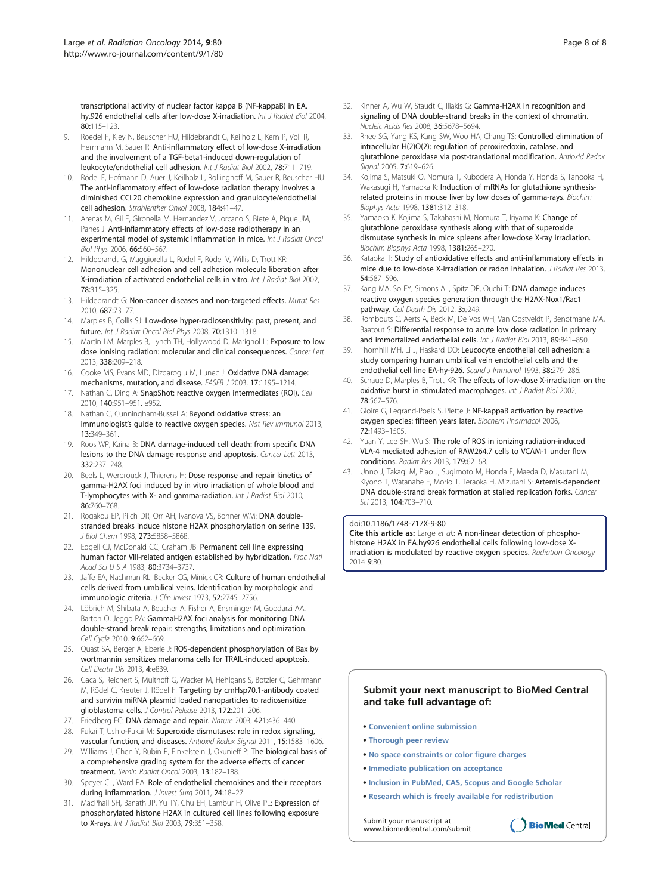transcriptional activity of nuclear factor kappa B (NF-kappaB) in EA. hy.926 endothelial cells after low-dose X-irradiation. *Int J Radiat Biol* 2004, **80**:115–123.

9. Roedel F, Kley N, Beuscher HU, Hildebrandt G, Keilholz L, Kern P, Voll R, Herrmann M, Sauer R: **Anti-inflammatory effect of low-dose X-irradiation and the involvement of a TGF-beta1-induced down-regulation of leukocyte/endothelial cell adhesion.** *Int J Radiat Biol* 2002, **78**:711–719.
10. Rödel F, Hofmann D, Auer J, Keilholz L, Rollinghoff M, Sauer R, Beuscher HU: **The anti-inflammatory effect of low-dose radiation therapy involves a diminished CCL20 chemokine expression and granulocyte/endothelial cell adhesion.** *Strahlenther Onkol* 2008, **184**:41–47.
11. Arenas M, Gil F, Gironella M, Hernandez V, Jorcano S, Biete A, Pique JM, Panes J: **Anti-inflammatory effects of low-dose radiotherapy in an experimental model of systemic inflammation in mice.** *Int J Radiat Oncol Biol Phys* 2006, **66**:560–567.
12. Hildebrandt G, Maggiorella L, Rödel F, Rödel V, Willis D, Trott KR: **Mononuclear cell adhesion and cell adhesion molecule liberation after X-irradiation of activated endothelial cells in vitro.** *Int J Radiat Biol* 2002, **78**:315–325.
13. Hildebrandt G: **Non-cancer diseases and non-targeted effects.** *Mutat Res* 2010, **687**:73–77.
14. Marples B, Collis SJ: **Low-dose hyper-radiosensitivity: past, present, and future.** *Int J Radiat Oncol Biol Phys* 2008, **70**:1310–1318.
15. Martin LM, Marples B, Lynch TH, Hollywood D, Marignol L: **Exposure to low dose ionising radiation: molecular and clinical consequences.** *Cancer Lett* 2013, **338**:209–218.
16. Cooke MS, Evans MD, Dizdaroglu M, Lunec J: **Oxidative DNA damage: mechanisms, mutation, and disease.** *FASEB J* 2003, **17**:1195–1214.
17. Nathan C, Ding A: **SnapShot: reactive oxygen intermediates (ROI).** *Cell* 2010, **140**:951–951. e952.
18. Nathan C, Cunningham-Bussel A: **Beyond oxidative stress: an immunologist's guide to reactive oxygen species.** *Nat Rev Immunol* 2013, **13**:349–361.
19. Roos WP, Kaina B: **DNA damage-induced cell death: from specific DNA lesions to the DNA damage response and apoptosis.** *Cancer Lett* 2013, **332**:237–248.
20. Beels L, Werbrouck J, Thierens H: **Dose response and repair kinetics of gamma-H2AX foci induced by in vitro irradiation of whole blood and T-lymphocytes with X- and gamma-radiation.** *Int J Radiat Biol* 2010, **86**:760–768.
21. Rogakou EP, Pilch DR, Orr AH, Ivanova VS, Bonner WM: **DNA double-stranded breaks induce histone H2AX phosphorylation on serine 139.** *J Biol Chem* 1998, **273**:5858–5868.
22. Edgell CJ, McDonald CC, Graham JB: **Permanent cell line expressing human factor VIII-related antigen established by hybridization.** *Proc Natl Acad Sci U S A* 1983, **80**:3734–3737.
23. Jaffe EA, Nachman RL, Becker CG, Minick CR: **Culture of human endothelial cells derived from umbilical veins. Identification by morphologic and immunologic criteria.** *J Clin Invest* 1973, **52**:2745–2756.
24. Löbrich M, Shibata A, Beucher A, Fisher A, Ensminger M, Goodarzi AA, Barton O, Jeggo PA: **GammaH2AX foci analysis for monitoring DNA double-strand break repair: strengths, limitations and optimization.** *Cell Cycle* 2010, **9**:662–669.
25. Quast SA, Berger A, Eberle J: **ROS-dependent phosphorylation of Bax by wortmannin sensitizes melanoma cells for TRAIL-induced apoptosis.** *Cell Death Dis* 2013, **4**:e839.
26. Gaca S, Reichert S, Multhoff G, Wacker M, Hehlgans S, Botzler C, Gehrmann M, Rödel C, Kreuter J, Rödel F: **Targeting by cmHsp70.1-antibody coated and survivin miRNA plasmid loaded nanoparticles to radiosensitize glioblastoma cells.** *J Control Release* 2013, **172**:201–206.
27. Friedberg EC: **DNA damage and repair.** *Nature* 2003, **421**:436–440.
28. Fukai T, Ushio-Fukai M: **Superoxide dismutases: role in redox signaling, vascular function, and diseases.** *Antioxid Redox Signal* 2011, **15**:1583–1606.
29. Williams J, Chen Y, Rubin P, Finkelstein J, Okunieff P: **The biological basis of a comprehensive grading system for the adverse effects of cancer treatment.** *Semin Radiat Oncol* 2003, **13**:182–188.
30. Speyer CL, Ward PA: **Role of endothelial chemokines and their receptors during inflammation.** *J Invest Surg* 2011, **24**:18–27.
31. MacPhail SH, Banath JP, Yu TY, Chu EH, Lambur H, Olive PL: **Expression of phosphorylated histone H2AX in cultured cell lines following exposure to X-rays.** *Int J Radiat Biol* 2003, **79**:351–358.
32. Kinner A, Wu W, Staudt C, Iliakis G: **Gamma-H2AX in recognition and signaling of DNA double-strand breaks in the context of chromatin.** *Nucleic Acids Res* 2008, **36**:5678–5694.
33. Rhee SG, Yang KS, Kang SW, Woo HA, Chang TS: **Controlled elimination of intracellular H(2)O(2): regulation of peroxiredoxin, catalase, and glutathione peroxidase via post-translational modification.** *Antioxid Redox Signal* 2005, **7**:619–626.
34. Kojima S, Matsuki O, Nomura T, Kubodera A, Honda Y, Honda S, Tanooka H, Wakasugi H, Yamaoka K: **Induction of mRNAs for glutathione synthesis-related proteins in mouse liver by low doses of gamma-rays.** *Biochim Biophys Acta* 1998, **1381**:312–318.
35. Yamaoka K, Kojima S, Takahashi M, Nomura T, Iriyama K: **Change of glutathione peroxidase synthesis along with that of superoxide dismutase synthesis in mice spleens after low-dose X-ray irradiation.** *Biochim Biophys Acta* 1998, **1381**:265–270.
36. Kataoka T: **Study of antioxidative effects and anti-inflammatory effects in mice due to low-dose X-irradiation or radon inhalation.** *J Radiat Res* 2013, **54**:587–596.
37. Kang MA, So EY, Simons AL, Spitz DR, Ouchi T: **DNA damage induces reactive oxygen species generation through the H2AX-Nox1/Rac1 pathway.** *Cell Death Dis* 2012, **3**:e249.
38. Rombouts C, Aerts A, Beck M, De Vos WH, Van Oostveldt P, Benotmane MA, Baatout S: **Differential response to acute low dose radiation in primary and immortalized endothelial cells.** *Int J Radiat Biol* 2013, **89**:841–850.
39. Thornhill MH, Li J, Haskard DO: **Leucocyte endothelial cell adhesion: a study comparing human umbilical vein endothelial cells and the endothelial cell line EA-hy-926.** *Scand J Immunol* 1993, **38**:279–286.
40. Schaue D, Marples B, Trott KR: **The effects of low-dose X-irradiation on the oxidative burst in stimulated macrophages.** *Int J Radiat Biol* 2002, **78**:567–576.
41. Gloire G, Legrand-Poels S, Piette J: **NF-kappaB activation by reactive oxygen species: fifteen years later.** *Biochem Pharmacol* 2006, **72**:1493–1505.
42. Yuan Y, Lee SH, Wu S: **The role of ROS in ionizing radiation-induced VLA-4 mediated adhesion of RAW264.7 cells to VCAM-1 under flow conditions.** *Radiat Res* 2013, **179**:62–68.
43. Unno J, Takagi M, Piao J, Sugimoto M, Honda F, Maeda D, Masutani M, Kiyono T, Watanabe F, Morio T, Teraoka H, Mizutani S: **Artemis-dependent DNA double-strand break formation at stalled replication forks.** *Cancer Sci* 2013, **104**:703–710.

doi:10.1186/1748-717X-9-80

**Cite this article as:** Large *et al.*: A non-linear detection of phospho-histone H2AX in EA.hy926 endothelial cells following low-dose X-irradiation is modulated by reactive oxygen species. *Radiation Oncology* 2014 **9**:80.

**Submit your next manuscript to BioMed Central and take full advantage of:**

- **Convenient online submission**
- **Thorough peer review**
- **No space constraints or color figure charges**
- **Immediate publication on acceptance**
- **Inclusion in PubMed, CAS, Scopus and Google Scholar**
- **Research which is freely available for redistribution**

Submit your manuscript at www.biomedcentral.com/submit

BioMed Central